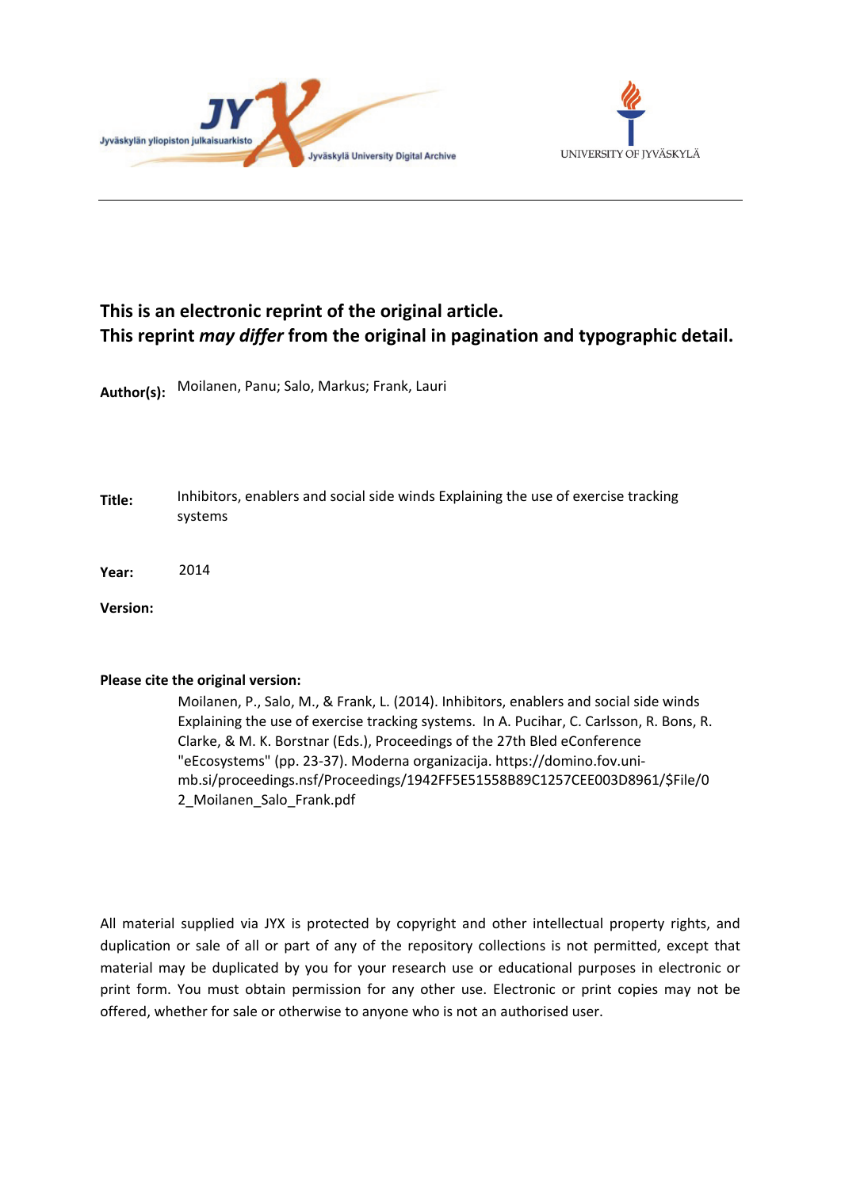**This is an electronic reprint of the original article.**
**This reprint *may differ* from the original in pagination and typographic detail.**

**Author(s):** Moilanen, Panu; Salo, Markus; Frank, Lauri

**Title:** Inhibitors, enablers and social side winds Explaining the use of exercise tracking systems

**Year:** 2014

**Version:**

**Please cite the original version:**

Moilanen, P., Salo, M., & Frank, L. (2014). Inhibitors, enablers and social side winds Explaining the use of exercise tracking systems. In A. Pucihar, C. Carlsson, R. Bons, R. Clarke, & M. K. Borstnar (Eds.), Proceedings of the 27th Bled eConference "eEcosystems" (pp. 23-37). Moderna organizacija. https://domino.fov.uni-mb.si/proceedings.nsf/Proceedings/1942FF5E51558B89C1257CEE003D8961/$File/02_Moilanen_Salo_Frank.pdf

All material supplied via JYX is protected by copyright and other intellectual property rights, and duplication or sale of all or part of any of the repository collections is not permitted, except that material may be duplicated by you for your research use or educational purposes in electronic or print form. You must obtain permission for any other use. Electronic or print copies may not be offered, whether for sale or otherwise to anyone who is not an authorised user.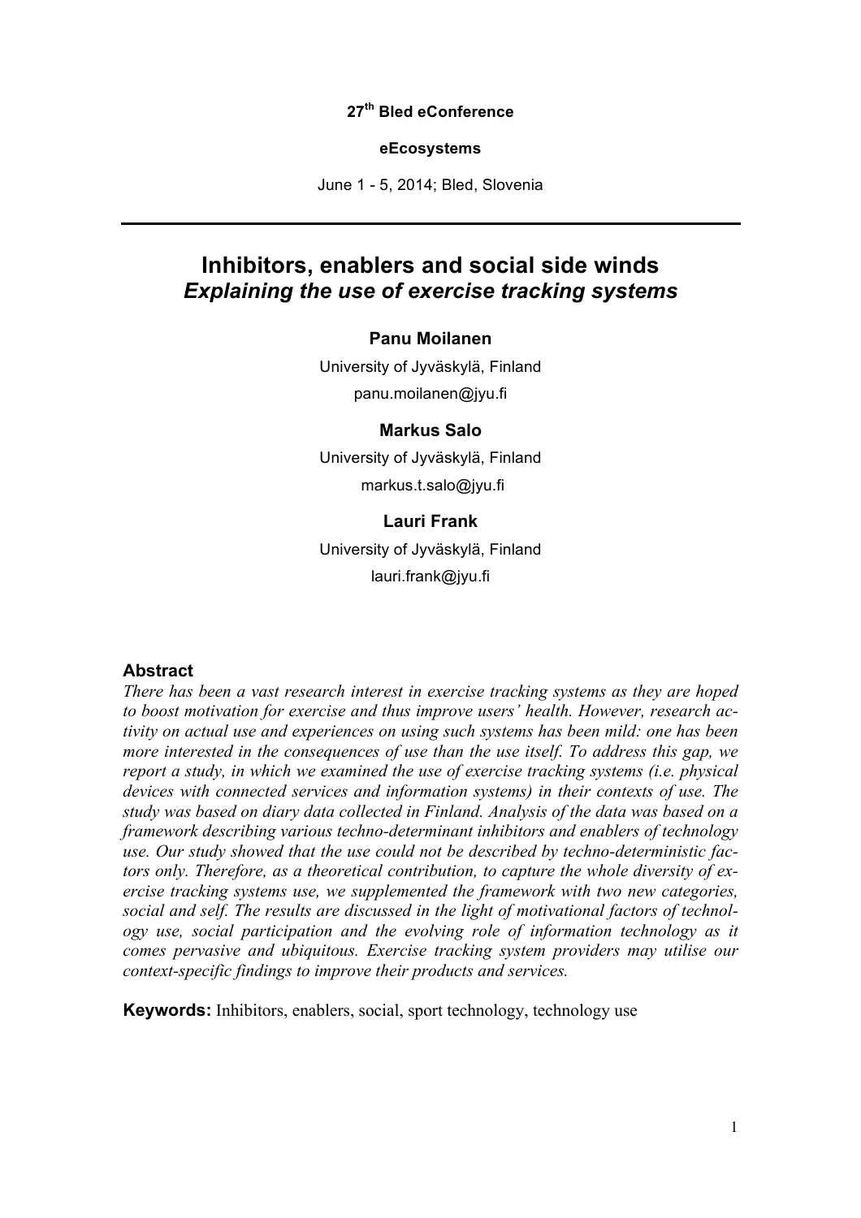**27th Bled eConference**

**eEcosystems**

June 1 - 5, 2014; Bled, Slovenia

---

# Inhibitors, enablers and social side winds

## *Explaining the use of exercise tracking systems*

**Panu Moilanen**

University of Jyväskylä, Finland

panu.moilanen@jyu.fi

**Markus Salo**

University of Jyväskylä, Finland

markus.t.salo@jyu.fi

**Lauri Frank**

University of Jyväskylä, Finland

lauri.frank@jyu.fi

### Abstract

*There has been a vast research interest in exercise tracking systems as they are hoped to boost motivation for exercise and thus improve users' health. However, research activity on actual use and experiences on using such systems has been mild: one has been more interested in the consequences of use than the use itself. To address this gap, we report a study, in which we examined the use of exercise tracking systems (i.e. physical devices with connected services and information systems) in their contexts of use. The study was based on diary data collected in Finland. Analysis of the data was based on a framework describing various techno-determinant inhibitors and enablers of technology use. Our study showed that the use could not be described by techno-deterministic factors only. Therefore, as a theoretical contribution, to capture the whole diversity of exercise tracking systems use, we supplemented the framework with two new categories, social and self. The results are discussed in the light of motivational factors of technology use, social participation and the evolving role of information technology as it comes pervasive and ubiquitous. Exercise tracking system providers may utilise our context-specific findings to improve their products and services.*

**Keywords:** Inhibitors, enablers, social, sport technology, technology use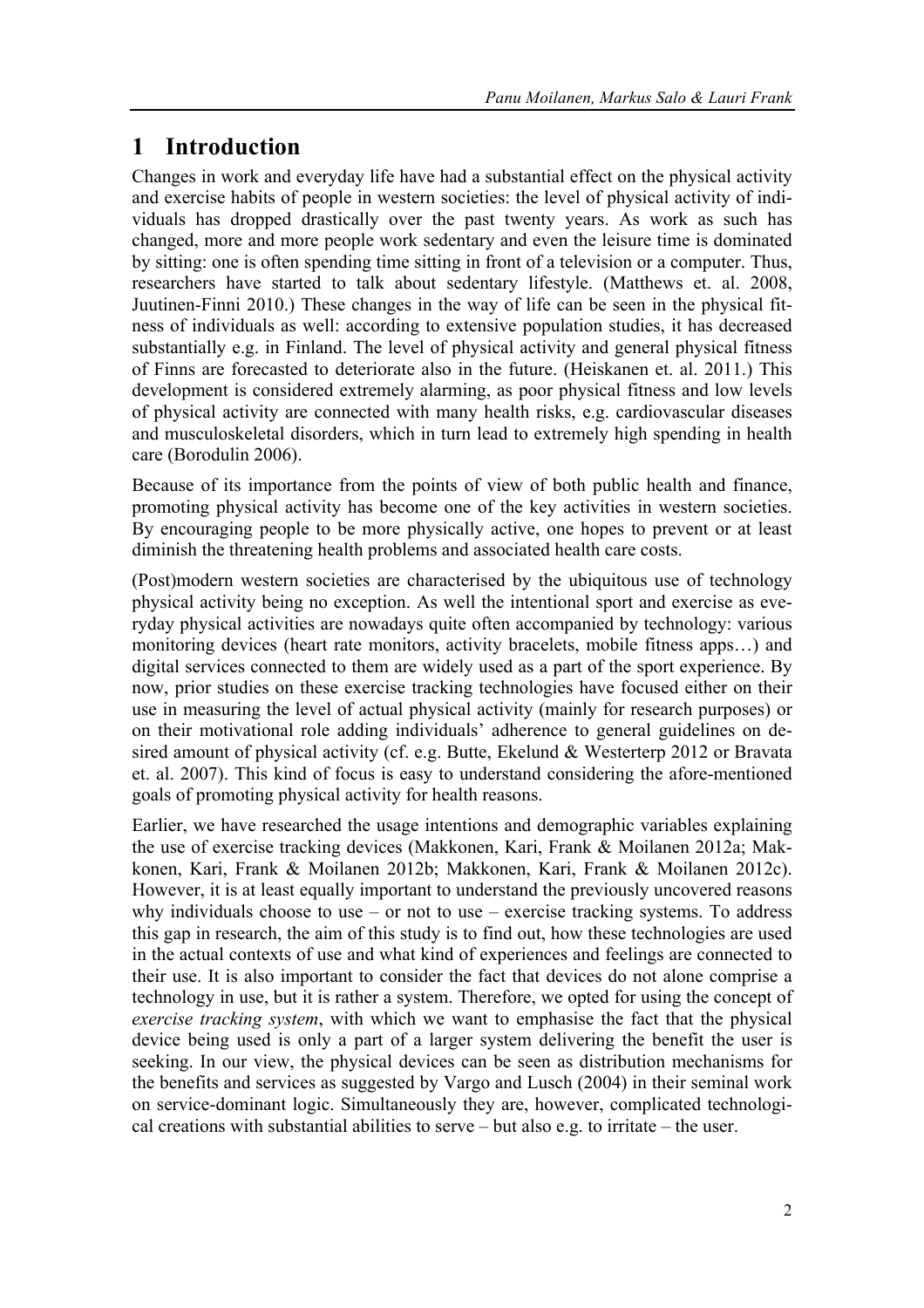# 1 Introduction

Changes in work and everyday life have had a substantial effect on the physical activity and exercise habits of people in western societies: the level of physical activity of individuals has dropped drastically over the past twenty years. As work as such has changed, more and more people work sedentary and even the leisure time is dominated by sitting: one is often spending time sitting in front of a television or a computer. Thus, researchers have started to talk about sedentary lifestyle. (Matthews et. al. 2008, Juutinen-Finni 2010.) These changes in the way of life can be seen in the physical fitness of individuals as well: according to extensive population studies, it has decreased substantially e.g. in Finland. The level of physical activity and general physical fitness of Finns are forecasted to deteriorate also in the future. (Heiskanen et. al. 2011.) This development is considered extremely alarming, as poor physical fitness and low levels of physical activity are connected with many health risks, e.g. cardiovascular diseases and musculoskeletal disorders, which in turn lead to extremely high spending in health care (Borodulin 2006).

Because of its importance from the points of view of both public health and finance, promoting physical activity has become one of the key activities in western societies. By encouraging people to be more physically active, one hopes to prevent or at least diminish the threatening health problems and associated health care costs.

(Post)modern western societies are characterised by the ubiquitous use of technology physical activity being no exception. As well the intentional sport and exercise as everyday physical activities are nowadays quite often accompanied by technology: various monitoring devices (heart rate monitors, activity bracelets, mobile fitness apps…) and digital services connected to them are widely used as a part of the sport experience. By now, prior studies on these exercise tracking technologies have focused either on their use in measuring the level of actual physical activity (mainly for research purposes) or on their motivational role adding individuals' adherence to general guidelines on desired amount of physical activity (cf. e.g. Butte, Ekelund & Westerterp 2012 or Bravata et. al. 2007). This kind of focus is easy to understand considering the afore-mentioned goals of promoting physical activity for health reasons.

Earlier, we have researched the usage intentions and demographic variables explaining the use of exercise tracking devices (Makkonen, Kari, Frank & Moilanen 2012a; Makkonen, Kari, Frank & Moilanen 2012b; Makkonen, Kari, Frank & Moilanen 2012c). However, it is at least equally important to understand the previously uncovered reasons why individuals choose to use – or not to use – exercise tracking systems. To address this gap in research, the aim of this study is to find out, how these technologies are used in the actual contexts of use and what kind of experiences and feelings are connected to their use. It is also important to consider the fact that devices do not alone comprise a technology in use, but it is rather a system. Therefore, we opted for using the concept of *exercise tracking system*, with which we want to emphasise the fact that the physical device being used is only a part of a larger system delivering the benefit the user is seeking. In our view, the physical devices can be seen as distribution mechanisms for the benefits and services as suggested by Vargo and Lusch (2004) in their seminal work on service-dominant logic. Simultaneously they are, however, complicated technological creations with substantial abilities to serve – but also e.g. to irritate – the user.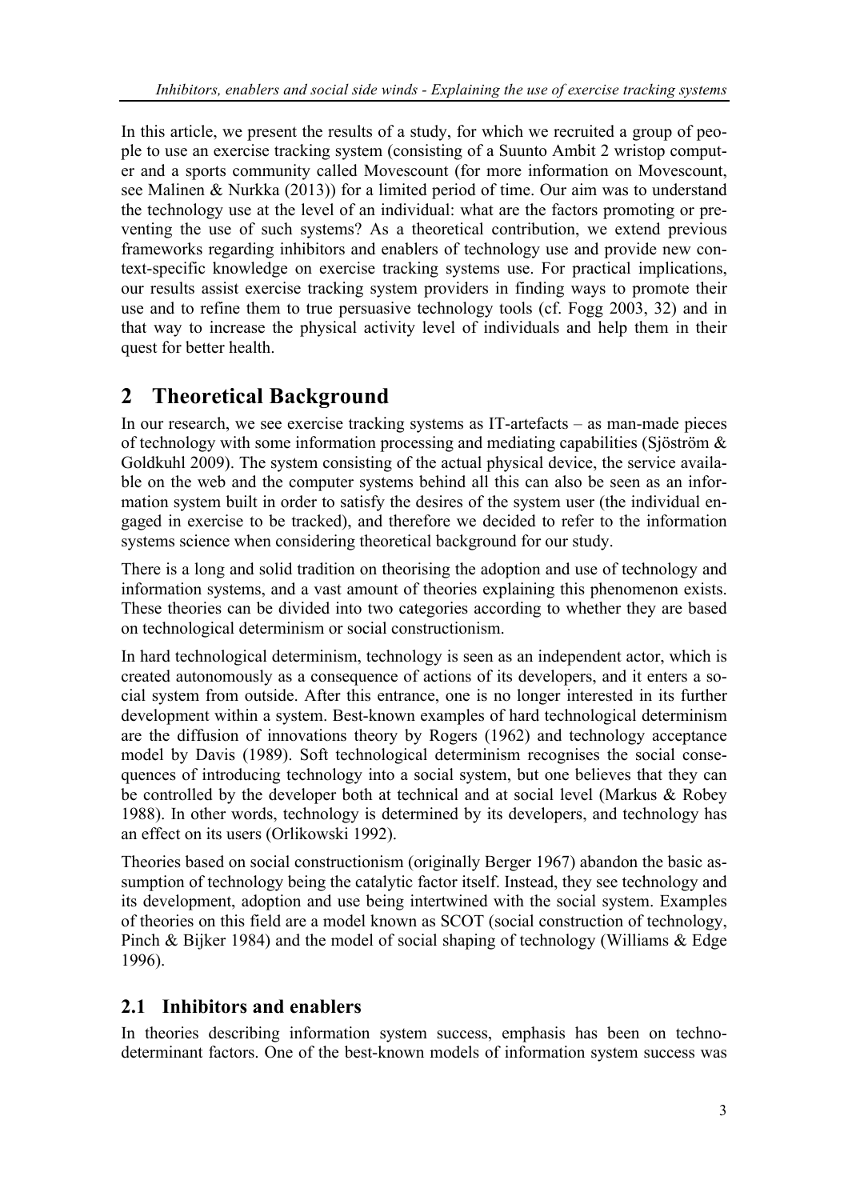In this article, we present the results of a study, for which we recruited a group of people to use an exercise tracking system (consisting of a Suunto Ambit 2 wristop computer and a sports community called Movescount (for more information on Movescount, see Malinen & Nurkka (2013)) for a limited period of time. Our aim was to understand the technology use at the level of an individual: what are the factors promoting or preventing the use of such systems? As a theoretical contribution, we extend previous frameworks regarding inhibitors and enablers of technology use and provide new context-specific knowledge on exercise tracking systems use. For practical implications, our results assist exercise tracking system providers in finding ways to promote their use and to refine them to true persuasive technology tools (cf. Fogg 2003, 32) and in that way to increase the physical activity level of individuals and help them in their quest for better health.

# 2 Theoretical Background

In our research, we see exercise tracking systems as IT-artefacts – as man-made pieces of technology with some information processing and mediating capabilities (Sjöström & Goldkuhl 2009). The system consisting of the actual physical device, the service available on the web and the computer systems behind all this can also be seen as an information system built in order to satisfy the desires of the system user (the individual engaged in exercise to be tracked), and therefore we decided to refer to the information systems science when considering theoretical background for our study.

There is a long and solid tradition on theorising the adoption and use of technology and information systems, and a vast amount of theories explaining this phenomenon exists. These theories can be divided into two categories according to whether they are based on technological determinism or social constructionism.

In hard technological determinism, technology is seen as an independent actor, which is created autonomously as a consequence of actions of its developers, and it enters a social system from outside. After this entrance, one is no longer interested in its further development within a system. Best-known examples of hard technological determinism are the diffusion of innovations theory by Rogers (1962) and technology acceptance model by Davis (1989). Soft technological determinism recognises the social consequences of introducing technology into a social system, but one believes that they can be controlled by the developer both at technical and at social level (Markus & Robey 1988). In other words, technology is determined by its developers, and technology has an effect on its users (Orlikowski 1992).

Theories based on social constructionism (originally Berger 1967) abandon the basic assumption of technology being the catalytic factor itself. Instead, they see technology and its development, adoption and use being intertwined with the social system. Examples of theories on this field are a model known as SCOT (social construction of technology, Pinch & Bijker 1984) and the model of social shaping of technology (Williams & Edge 1996).

## 2.1 Inhibitors and enablers

In theories describing information system success, emphasis has been on techno-determinant factors. One of the best-known models of information system success was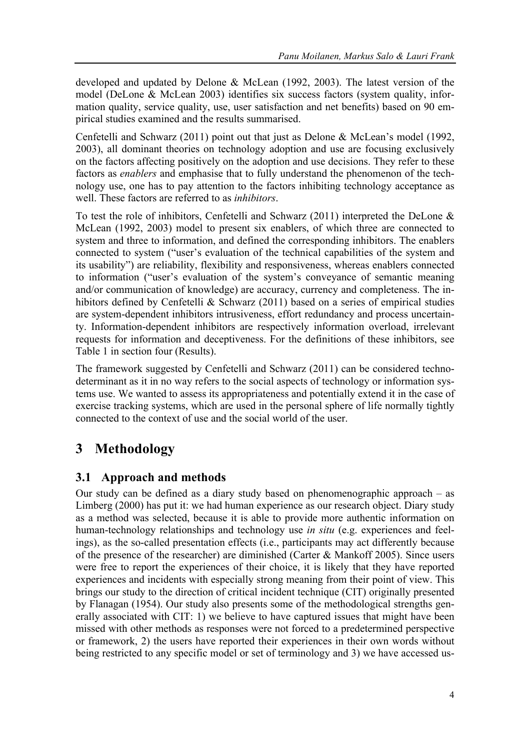developed and updated by Delone & McLean (1992, 2003). The latest version of the model (DeLone & McLean 2003) identifies six success factors (system quality, information quality, service quality, use, user satisfaction and net benefits) based on 90 empirical studies examined and the results summarised.

Cenfetelli and Schwarz (2011) point out that just as Delone & McLean's model (1992, 2003), all dominant theories on technology adoption and use are focusing exclusively on the factors affecting positively on the adoption and use decisions. They refer to these factors as *enablers* and emphasise that to fully understand the phenomenon of the technology use, one has to pay attention to the factors inhibiting technology acceptance as well. These factors are referred to as *inhibitors*.

To test the role of inhibitors, Cenfetelli and Schwarz (2011) interpreted the DeLone & McLean (1992, 2003) model to present six enablers, of which three are connected to system and three to information, and defined the corresponding inhibitors. The enablers connected to system ("user's evaluation of the technical capabilities of the system and its usability") are reliability, flexibility and responsiveness, whereas enablers connected to information ("user's evaluation of the system's conveyance of semantic meaning and/or communication of knowledge) are accuracy, currency and completeness. The inhibitors defined by Cenfetelli & Schwarz (2011) based on a series of empirical studies are system-dependent inhibitors intrusiveness, effort redundancy and process uncertainty. Information-dependent inhibitors are respectively information overload, irrelevant requests for information and deceptiveness. For the definitions of these inhibitors, see Table 1 in section four (Results).

The framework suggested by Cenfetelli and Schwarz (2011) can be considered techno-determinant as it in no way refers to the social aspects of technology or information systems use. We wanted to assess its appropriateness and potentially extend it in the case of exercise tracking systems, which are used in the personal sphere of life normally tightly connected to the context of use and the social world of the user.

# 3 Methodology

## 3.1 Approach and methods

Our study can be defined as a diary study based on phenomenographic approach – as Limberg (2000) has put it: we had human experience as our research object. Diary study as a method was selected, because it is able to provide more authentic information on human-technology relationships and technology use *in situ* (e.g. experiences and feelings), as the so-called presentation effects (i.e., participants may act differently because of the presence of the researcher) are diminished (Carter & Mankoff 2005). Since users were free to report the experiences of their choice, it is likely that they have reported experiences and incidents with especially strong meaning from their point of view. This brings our study to the direction of critical incident technique (CIT) originally presented by Flanagan (1954). Our study also presents some of the methodological strengths generally associated with CIT: 1) we believe to have captured issues that might have been missed with other methods as responses were not forced to a predetermined perspective or framework, 2) the users have reported their experiences in their own words without being restricted to any specific model or set of terminology and 3) we have accessed us-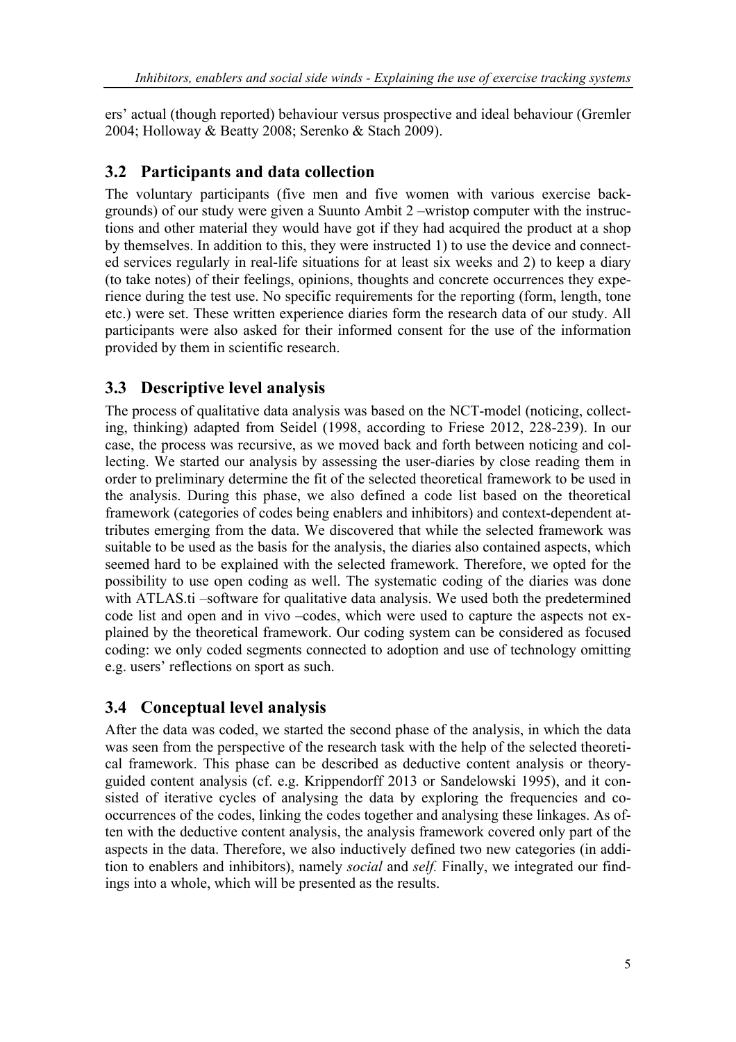ers' actual (though reported) behaviour versus prospective and ideal behaviour (Gremler 2004; Holloway & Beatty 2008; Serenko & Stach 2009).

## 3.2 Participants and data collection

The voluntary participants (five men and five women with various exercise backgrounds) of our study were given a Suunto Ambit 2 –wristop computer with the instructions and other material they would have got if they had acquired the product at a shop by themselves. In addition to this, they were instructed 1) to use the device and connected services regularly in real-life situations for at least six weeks and 2) to keep a diary (to take notes) of their feelings, opinions, thoughts and concrete occurrences they experience during the test use. No specific requirements for the reporting (form, length, tone etc.) were set. These written experience diaries form the research data of our study. All participants were also asked for their informed consent for the use of the information provided by them in scientific research.

## 3.3 Descriptive level analysis

The process of qualitative data analysis was based on the NCT-model (noticing, collecting, thinking) adapted from Seidel (1998, according to Friese 2012, 228-239). In our case, the process was recursive, as we moved back and forth between noticing and collecting. We started our analysis by assessing the user-diaries by close reading them in order to preliminary determine the fit of the selected theoretical framework to be used in the analysis. During this phase, we also defined a code list based on the theoretical framework (categories of codes being enablers and inhibitors) and context-dependent attributes emerging from the data. We discovered that while the selected framework was suitable to be used as the basis for the analysis, the diaries also contained aspects, which seemed hard to be explained with the selected framework. Therefore, we opted for the possibility to use open coding as well. The systematic coding of the diaries was done with ATLAS.ti –software for qualitative data analysis. We used both the predetermined code list and open and in vivo –codes, which were used to capture the aspects not explained by the theoretical framework. Our coding system can be considered as focused coding: we only coded segments connected to adoption and use of technology omitting e.g. users' reflections on sport as such.

## 3.4 Conceptual level analysis

After the data was coded, we started the second phase of the analysis, in which the data was seen from the perspective of the research task with the help of the selected theoretical framework. This phase can be described as deductive content analysis or theory-guided content analysis (cf. e.g. Krippendorff 2013 or Sandelowski 1995), and it consisted of iterative cycles of analysing the data by exploring the frequencies and co-occurrences of the codes, linking the codes together and analysing these linkages. As often with the deductive content analysis, the analysis framework covered only part of the aspects in the data. Therefore, we also inductively defined two new categories (in addition to enablers and inhibitors), namely *social* and *self.* Finally, we integrated our findings into a whole, which will be presented as the results.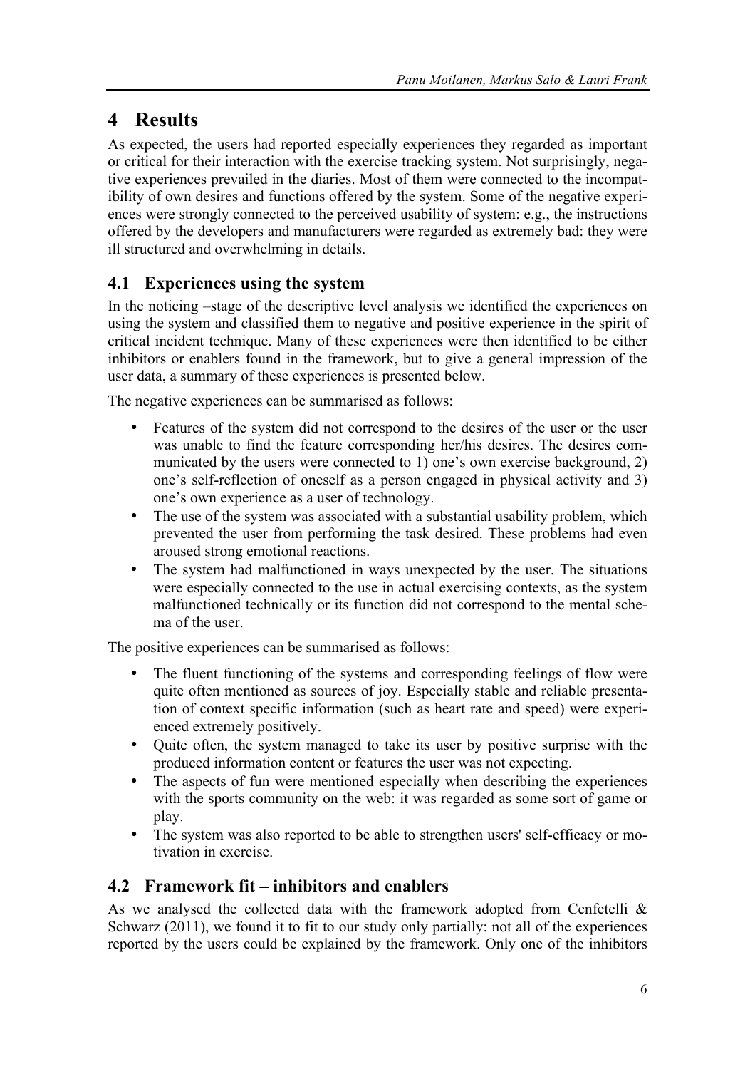# 4 Results

As expected, the users had reported especially experiences they regarded as important or critical for their interaction with the exercise tracking system. Not surprisingly, negative experiences prevailed in the diaries. Most of them were connected to the incompatibility of own desires and functions offered by the system. Some of the negative experiences were strongly connected to the perceived usability of system: e.g., the instructions offered by the developers and manufacturers were regarded as extremely bad: they were ill structured and overwhelming in details.

## 4.1 Experiences using the system

In the noticing –stage of the descriptive level analysis we identified the experiences on using the system and classified them to negative and positive experience in the spirit of critical incident technique. Many of these experiences were then identified to be either inhibitors or enablers found in the framework, but to give a general impression of the user data, a summary of these experiences is presented below.

The negative experiences can be summarised as follows:

- Features of the system did not correspond to the desires of the user or the user was unable to find the feature corresponding her/his desires. The desires communicated by the users were connected to 1) one's own exercise background, 2) one's self-reflection of oneself as a person engaged in physical activity and 3) one's own experience as a user of technology.
- The use of the system was associated with a substantial usability problem, which prevented the user from performing the task desired. These problems had even aroused strong emotional reactions.
- The system had malfunctioned in ways unexpected by the user. The situations were especially connected to the use in actual exercising contexts, as the system malfunctioned technically or its function did not correspond to the mental schema of the user.

The positive experiences can be summarised as follows:

- The fluent functioning of the systems and corresponding feelings of flow were quite often mentioned as sources of joy. Especially stable and reliable presentation of context specific information (such as heart rate and speed) were experienced extremely positively.
- Quite often, the system managed to take its user by positive surprise with the produced information content or features the user was not expecting.
- The aspects of fun were mentioned especially when describing the experiences with the sports community on the web: it was regarded as some sort of game or play.
- The system was also reported to be able to strengthen users' self-efficacy or motivation in exercise.

## 4.2 Framework fit – inhibitors and enablers

As we analysed the collected data with the framework adopted from Cenfetelli & Schwarz (2011), we found it to fit to our study only partially: not all of the experiences reported by the users could be explained by the framework. Only one of the inhibitors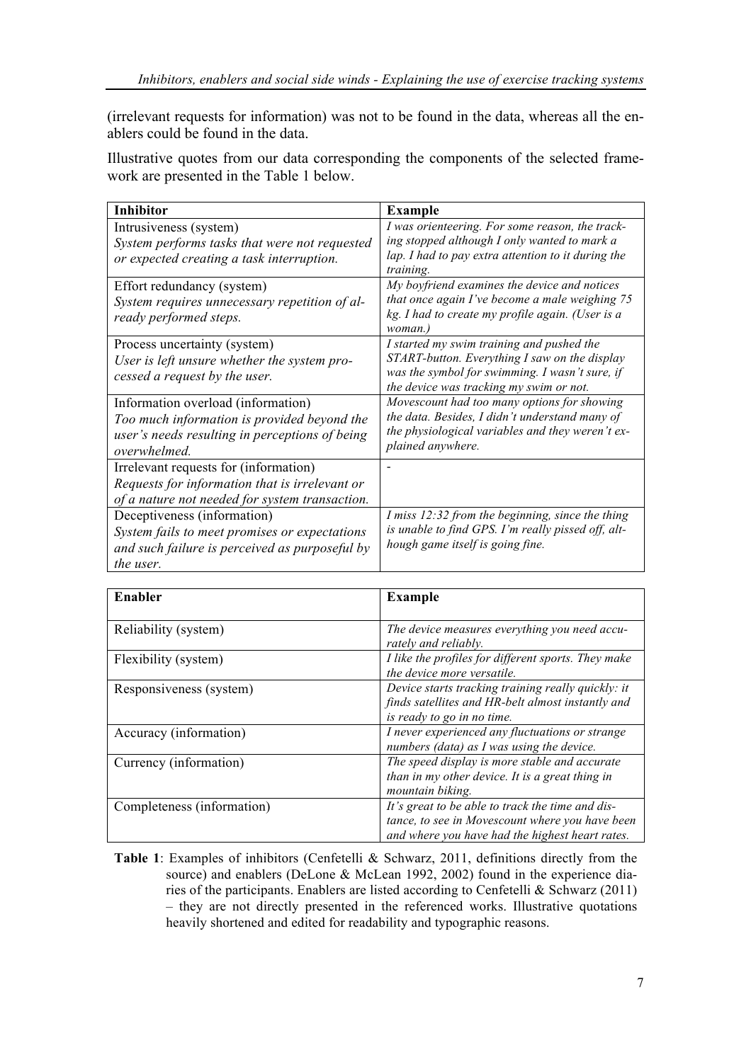(irrelevant requests for information) was not to be found in the data, whereas all the enablers could be found in the data.

Illustrative quotes from our data corresponding the components of the selected framework are presented in the Table 1 below.

| Inhibitor | Example |
|---|---|
| Intrusiveness (system)<br>*System performs tasks that were not requested or expected creating a task interruption.* | *I was orienteering. For some reason, the tracking stopped although I only wanted to mark a lap. I had to pay extra attention to it during the training.* |
| Effort redundancy (system)<br>*System requires unnecessary repetition of already performed steps.* | *My boyfriend examines the device and notices that once again I've become a male weighing 75 kg. I had to create my profile again. (User is a woman.)* |
| Process uncertainty (system)<br>*User is left unsure whether the system processed a request by the user.* | *I started my swim training and pushed the START-button. Everything I saw on the display was the symbol for swimming. I wasn't sure, if the device was tracking my swim or not.* |
| Information overload (information)<br>*Too much information is provided beyond the user's needs resulting in perceptions of being overwhelmed.* | *Movescount had too many options for showing the data. Besides, I didn't understand many of the physiological variables and they weren't explained anywhere.* |
| Irrelevant requests for (information)<br>*Requests for information that is irrelevant or of a nature not needed for system transaction.* | - |
| Deceptiveness (information)<br>*System fails to meet promises or expectations and such failure is perceived as purposeful by the user.* | *I miss 12:32 from the beginning, since the thing is unable to find GPS. I'm really pissed off, although game itself is going fine.* |

| Enabler | Example |
|---|---|
| Reliability (system) | *The device measures everything you need accurately and reliably.* |
| Flexibility (system) | *I like the profiles for different sports. They make the device more versatile.* |
| Responsiveness (system) | *Device starts tracking training really quickly: it finds satellites and HR-belt almost instantly and is ready to go in no time.* |
| Accuracy (information) | *I never experienced any fluctuations or strange numbers (data) as I was using the device.* |
| Currency (information) | *The speed display is more stable and accurate than in my other device. It is a great thing in mountain biking.* |
| Completeness (information) | *It's great to be able to track the time and distance, to see in Movescount where you have been and where you have had the highest heart rates.* |

**Table 1**: Examples of inhibitors (Cenfetelli & Schwarz, 2011, definitions directly from the source) and enablers (DeLone & McLean 1992, 2002) found in the experience diaries of the participants. Enablers are listed according to Cenfetelli & Schwarz (2011) – they are not directly presented in the referenced works. Illustrative quotations heavily shortened and edited for readability and typographic reasons.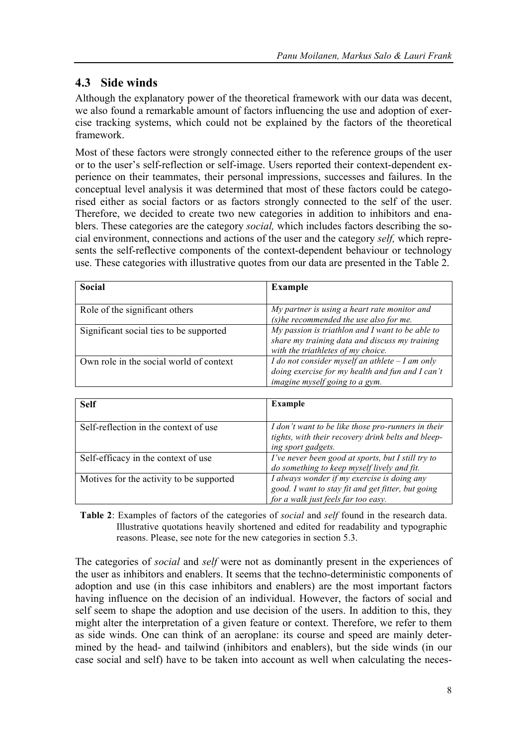## 4.3 Side winds

Although the explanatory power of the theoretical framework with our data was decent, we also found a remarkable amount of factors influencing the use and adoption of exercise tracking systems, which could not be explained by the factors of the theoretical framework.

Most of these factors were strongly connected either to the reference groups of the user or to the user's self-reflection or self-image. Users reported their context-dependent experience on their teammates, their personal impressions, successes and failures. In the conceptual level analysis it was determined that most of these factors could be categorised either as social factors or as factors strongly connected to the self of the user. Therefore, we decided to create two new categories in addition to inhibitors and enablers. These categories are the category *social,* which includes factors describing the social environment, connections and actions of the user and the category *self,* which represents the self-reflective components of the context-dependent behaviour or technology use. These categories with illustrative quotes from our data are presented in the Table 2.

| **Social** | **Example** |
|---|---|
| Role of the significant others | *My partner is using a heart rate monitor and (s)he recommended the use also for me.* |
| Significant social ties to be supported | *My passion is triathlon and I want to be able to share my training data and discuss my training with the triathletes of my choice.* |
| Own role in the social world of context | *I do not consider myself an athlete – I am only doing exercise for my health and fun and I can't imagine myself going to a gym.* |

| **Self** | **Example** |
|---|---|
| Self-reflection in the context of use | *I don't want to be like those pro-runners in their tights, with their recovery drink belts and bleeping sport gadgets.* |
| Self-efficacy in the context of use | *I've never been good at sports, but I still try to do something to keep myself lively and fit.* |
| Motives for the activity to be supported | *I always wonder if my exercise is doing any good. I want to stay fit and get fitter, but going for a walk just feels far too easy.* |

**Table 2**: Examples of factors of the categories of *social* and *self* found in the research data. Illustrative quotations heavily shortened and edited for readability and typographic reasons. Please, see note for the new categories in section 5.3.

The categories of *social* and *self* were not as dominantly present in the experiences of the user as inhibitors and enablers. It seems that the techno-deterministic components of adoption and use (in this case inhibitors and enablers) are the most important factors having influence on the decision of an individual. However, the factors of social and self seem to shape the adoption and use decision of the users. In addition to this, they might alter the interpretation of a given feature or context. Therefore, we refer to them as side winds. One can think of an aeroplane: its course and speed are mainly determined by the head- and tailwind (inhibitors and enablers), but the side winds (in our case social and self) have to be taken into account as well when calculating the neces-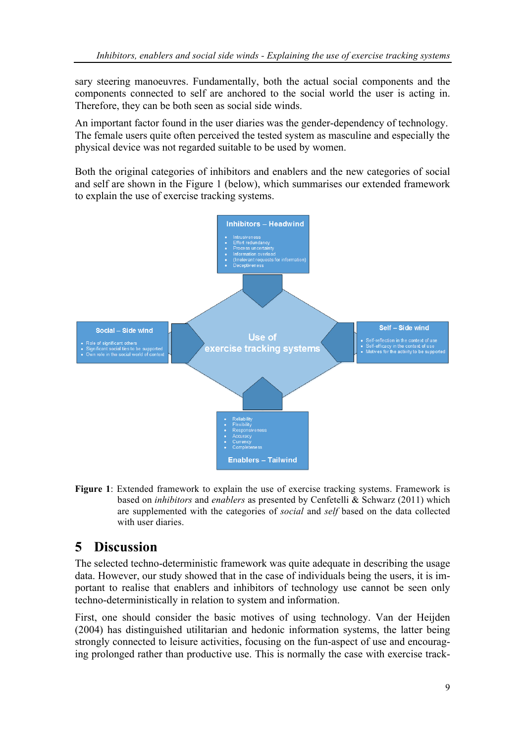sary steering manoeuvres. Fundamentally, both the actual social components and the components connected to self are anchored to the social world the user is acting in. Therefore, they can be both seen as social side winds.

An important factor found in the user diaries was the gender-dependency of technology. The female users quite often perceived the tested system as masculine and especially the physical device was not regarded suitable to be used by women.

Both the original categories of inhibitors and enablers and the new categories of social and self are shown in the Figure 1 (below), which summarises our extended framework to explain the use of exercise tracking systems.

**Inhibitors – Headwind**

- Intrusiveness
- Effort redundancy
- Process uncertainty
- Information overload
- (Irrelevant requests for information)
- Deceptiveness

**Social – Side wind**

- Role of significant others
- Significant social ties to be supported
- Own role in the social world of context

**Use of exercise tracking systems**

**Self – Side wind**

- Self-reflection in the context of use
- Self-efficacy in the context of use
- Motives for the activity to be supported

**Enablers – Tailwind**

- Reliability
- Flexibility
- Responsiveness
- Accuracy
- Currency
- Completeness

**Figure 1**: Extended framework to explain the use of exercise tracking systems. Framework is based on *inhibitors* and *enablers* as presented by Cenfetelli & Schwarz (2011) which are supplemented with the categories of *social* and *self* based on the data collected with user diaries.

## 5 Discussion

The selected techno-deterministic framework was quite adequate in describing the usage data. However, our study showed that in the case of individuals being the users, it is important to realise that enablers and inhibitors of technology use cannot be seen only techno-deterministically in relation to system and information.

First, one should consider the basic motives of using technology. Van der Heijden (2004) has distinguished utilitarian and hedonic information systems, the latter being strongly connected to leisure activities, focusing on the fun-aspect of use and encouraging prolonged rather than productive use. This is normally the case with exercise track-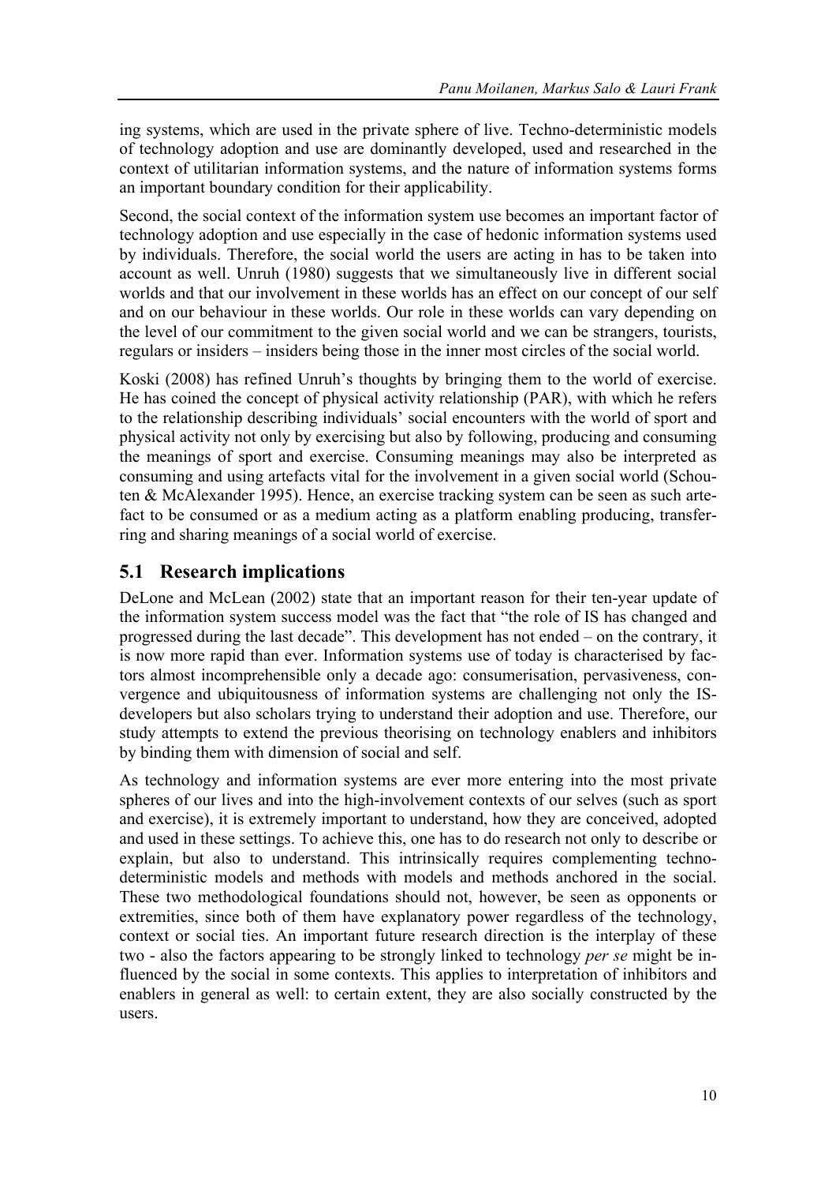ing systems, which are used in the private sphere of live. Techno-deterministic models of technology adoption and use are dominantly developed, used and researched in the context of utilitarian information systems, and the nature of information systems forms an important boundary condition for their applicability.

Second, the social context of the information system use becomes an important factor of technology adoption and use especially in the case of hedonic information systems used by individuals. Therefore, the social world the users are acting in has to be taken into account as well. Unruh (1980) suggests that we simultaneously live in different social worlds and that our involvement in these worlds has an effect on our concept of our self and on our behaviour in these worlds. Our role in these worlds can vary depending on the level of our commitment to the given social world and we can be strangers, tourists, regulars or insiders – insiders being those in the inner most circles of the social world.

Koski (2008) has refined Unruh's thoughts by bringing them to the world of exercise. He has coined the concept of physical activity relationship (PAR), with which he refers to the relationship describing individuals' social encounters with the world of sport and physical activity not only by exercising but also by following, producing and consuming the meanings of sport and exercise. Consuming meanings may also be interpreted as consuming and using artefacts vital for the involvement in a given social world (Schouten & McAlexander 1995). Hence, an exercise tracking system can be seen as such artefact to be consumed or as a medium acting as a platform enabling producing, transferring and sharing meanings of a social world of exercise.

## 5.1 Research implications

DeLone and McLean (2002) state that an important reason for their ten-year update of the information system success model was the fact that "the role of IS has changed and progressed during the last decade". This development has not ended – on the contrary, it is now more rapid than ever. Information systems use of today is characterised by factors almost incomprehensible only a decade ago: consumerisation, pervasiveness, convergence and ubiquitousness of information systems are challenging not only the IS-developers but also scholars trying to understand their adoption and use. Therefore, our study attempts to extend the previous theorising on technology enablers and inhibitors by binding them with dimension of social and self.

As technology and information systems are ever more entering into the most private spheres of our lives and into the high-involvement contexts of our selves (such as sport and exercise), it is extremely important to understand, how they are conceived, adopted and used in these settings. To achieve this, one has to do research not only to describe or explain, but also to understand. This intrinsically requires complementing techno-deterministic models and methods with models and methods anchored in the social. These two methodological foundations should not, however, be seen as opponents or extremities, since both of them have explanatory power regardless of the technology, context or social ties. An important future research direction is the interplay of these two - also the factors appearing to be strongly linked to technology *per se* might be influenced by the social in some contexts. This applies to interpretation of inhibitors and enablers in general as well: to certain extent, they are also socially constructed by the users.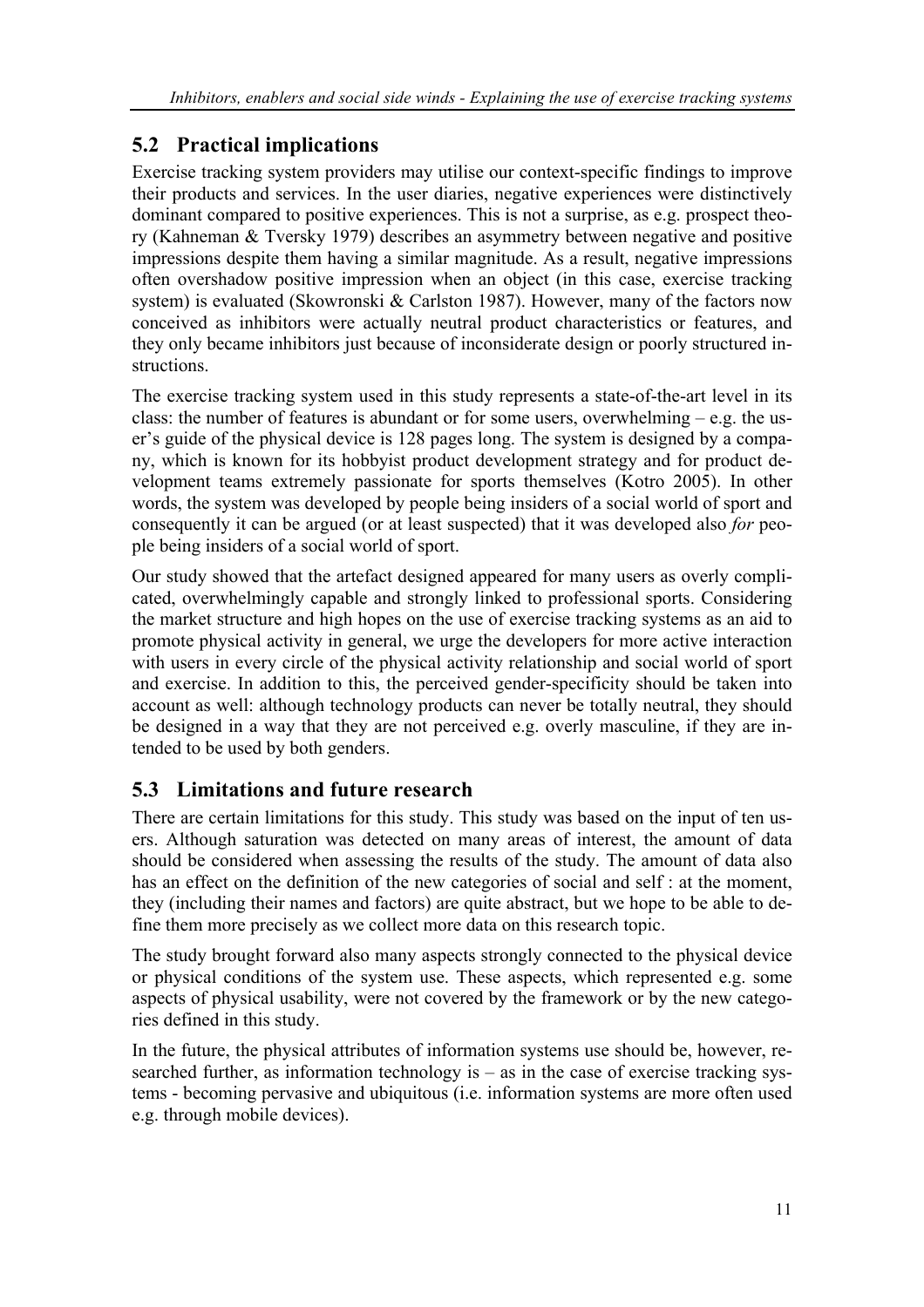## 5.2 Practical implications

Exercise tracking system providers may utilise our context-specific findings to improve their products and services. In the user diaries, negative experiences were distinctively dominant compared to positive experiences. This is not a surprise, as e.g. prospect theory (Kahneman & Tversky 1979) describes an asymmetry between negative and positive impressions despite them having a similar magnitude. As a result, negative impressions often overshadow positive impression when an object (in this case, exercise tracking system) is evaluated (Skowronski & Carlston 1987). However, many of the factors now conceived as inhibitors were actually neutral product characteristics or features, and they only became inhibitors just because of inconsiderate design or poorly structured instructions.

The exercise tracking system used in this study represents a state-of-the-art level in its class: the number of features is abundant or for some users, overwhelming – e.g. the user's guide of the physical device is 128 pages long. The system is designed by a company, which is known for its hobbyist product development strategy and for product development teams extremely passionate for sports themselves (Kotro 2005). In other words, the system was developed by people being insiders of a social world of sport and consequently it can be argued (or at least suspected) that it was developed also *for* people being insiders of a social world of sport.

Our study showed that the artefact designed appeared for many users as overly complicated, overwhelmingly capable and strongly linked to professional sports. Considering the market structure and high hopes on the use of exercise tracking systems as an aid to promote physical activity in general, we urge the developers for more active interaction with users in every circle of the physical activity relationship and social world of sport and exercise. In addition to this, the perceived gender-specificity should be taken into account as well: although technology products can never be totally neutral, they should be designed in a way that they are not perceived e.g. overly masculine, if they are intended to be used by both genders.

## 5.3 Limitations and future research

There are certain limitations for this study. This study was based on the input of ten users. Although saturation was detected on many areas of interest, the amount of data should be considered when assessing the results of the study. The amount of data also has an effect on the definition of the new categories of social and self : at the moment, they (including their names and factors) are quite abstract, but we hope to be able to define them more precisely as we collect more data on this research topic.

The study brought forward also many aspects strongly connected to the physical device or physical conditions of the system use. These aspects, which represented e.g. some aspects of physical usability, were not covered by the framework or by the new categories defined in this study.

In the future, the physical attributes of information systems use should be, however, researched further, as information technology is – as in the case of exercise tracking systems - becoming pervasive and ubiquitous (i.e. information systems are more often used e.g. through mobile devices).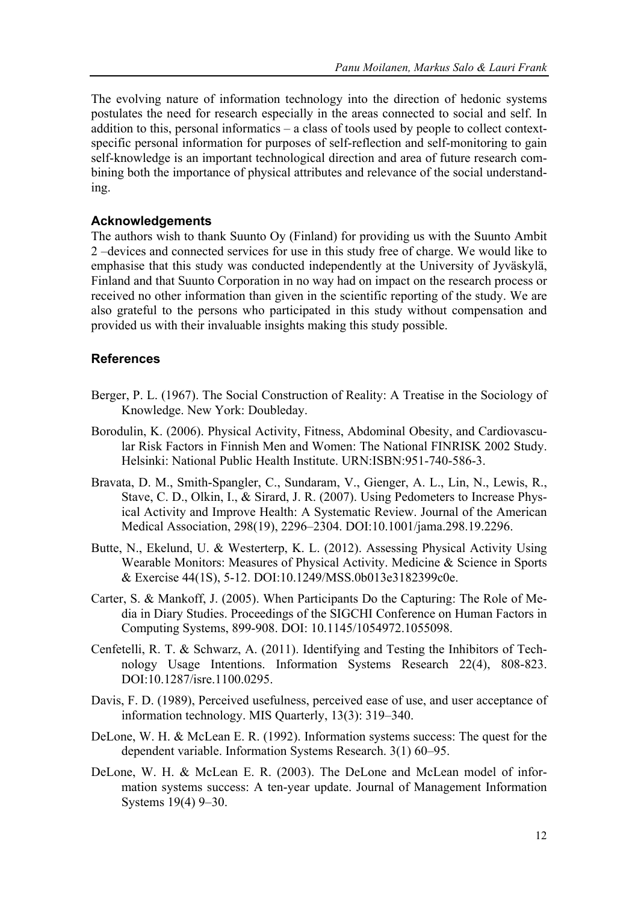The evolving nature of information technology into the direction of hedonic systems postulates the need for research especially in the areas connected to social and self. In addition to this, personal informatics – a class of tools used by people to collect context-specific personal information for purposes of self-reflection and self-monitoring to gain self-knowledge is an important technological direction and area of future research combining both the importance of physical attributes and relevance of the social understanding.

### Acknowledgements

The authors wish to thank Suunto Oy (Finland) for providing us with the Suunto Ambit 2 –devices and connected services for use in this study free of charge. We would like to emphasise that this study was conducted independently at the University of Jyväskylä, Finland and that Suunto Corporation in no way had on impact on the research process or received no other information than given in the scientific reporting of the study. We are also grateful to the persons who participated in this study without compensation and provided us with their invaluable insights making this study possible.

### References

Berger, P. L. (1967). The Social Construction of Reality: A Treatise in the Sociology of Knowledge. New York: Doubleday.

Borodulin, K. (2006). Physical Activity, Fitness, Abdominal Obesity, and Cardiovascular Risk Factors in Finnish Men and Women: The National FINRISK 2002 Study. Helsinki: National Public Health Institute. URN:ISBN:951-740-586-3.

Bravata, D. M., Smith-Spangler, C., Sundaram, V., Gienger, A. L., Lin, N., Lewis, R., Stave, C. D., Olkin, I., & Sirard, J. R. (2007). Using Pedometers to Increase Physical Activity and Improve Health: A Systematic Review. Journal of the American Medical Association, 298(19), 2296–2304. DOI:10.1001/jama.298.19.2296.

Butte, N., Ekelund, U. & Westerterp, K. L. (2012). Assessing Physical Activity Using Wearable Monitors: Measures of Physical Activity. Medicine & Science in Sports & Exercise 44(1S), 5-12. DOI:10.1249/MSS.0b013e3182399c0e.

Carter, S. & Mankoff, J. (2005). When Participants Do the Capturing: The Role of Media in Diary Studies. Proceedings of the SIGCHI Conference on Human Factors in Computing Systems, 899-908. DOI: 10.1145/1054972.1055098.

Cenfetelli, R. T. & Schwarz, A. (2011). Identifying and Testing the Inhibitors of Technology Usage Intentions. Information Systems Research 22(4), 808-823. DOI:10.1287/isre.1100.0295.

Davis, F. D. (1989), Perceived usefulness, perceived ease of use, and user acceptance of information technology. MIS Quarterly, 13(3): 319–340.

DeLone, W. H. & McLean E. R. (1992). Information systems success: The quest for the dependent variable. Information Systems Research. 3(1) 60–95.

DeLone, W. H. & McLean E. R. (2003). The DeLone and McLean model of information systems success: A ten-year update. Journal of Management Information Systems 19(4) 9–30.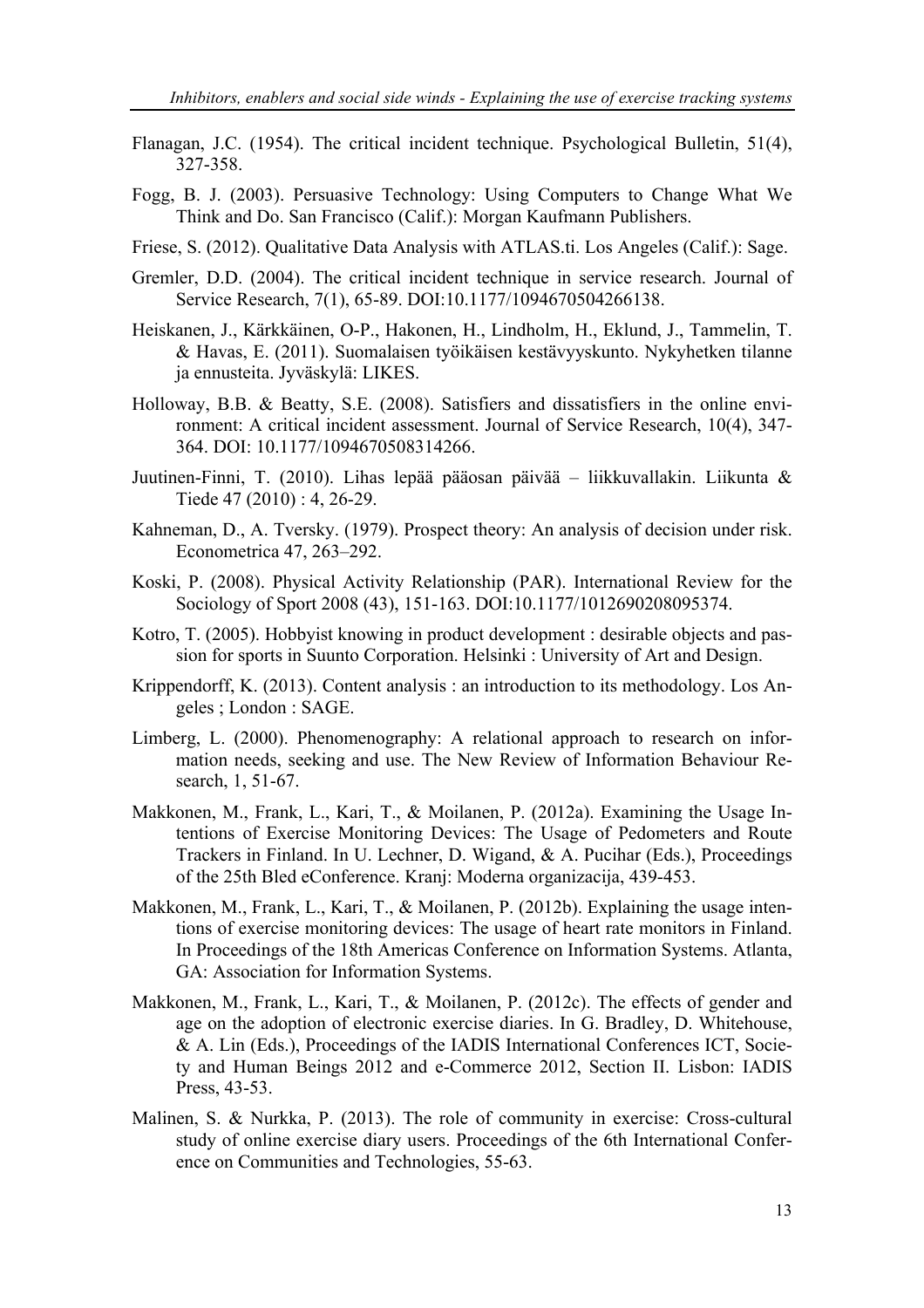Flanagan, J.C. (1954). The critical incident technique. Psychological Bulletin, 51(4), 327-358.

Fogg, B. J. (2003). Persuasive Technology: Using Computers to Change What We Think and Do. San Francisco (Calif.): Morgan Kaufmann Publishers.

Friese, S. (2012). Qualitative Data Analysis with ATLAS.ti. Los Angeles (Calif.): Sage.

Gremler, D.D. (2004). The critical incident technique in service research. Journal of Service Research, 7(1), 65-89. DOI:10.1177/1094670504266138.

Heiskanen, J., Kärkkäinen, O-P., Hakonen, H., Lindholm, H., Eklund, J., Tammelin, T. & Havas, E. (2011). Suomalaisen työikäisen kestävyyskunto. Nykyhetken tilanne ja ennusteita. Jyväskylä: LIKES.

Holloway, B.B. & Beatty, S.E. (2008). Satisfiers and dissatisfiers in the online environment: A critical incident assessment. Journal of Service Research, 10(4), 347-364. DOI: 10.1177/1094670508314266.

Juutinen-Finni, T. (2010). Lihas lepää pääosan päivää – liikkuvallakin. Liikunta & Tiede 47 (2010) : 4, 26-29.

Kahneman, D., A. Tversky. (1979). Prospect theory: An analysis of decision under risk. Econometrica 47, 263–292.

Koski, P. (2008). Physical Activity Relationship (PAR). International Review for the Sociology of Sport 2008 (43), 151-163. DOI:10.1177/1012690208095374.

Kotro, T. (2005). Hobbyist knowing in product development : desirable objects and passion for sports in Suunto Corporation. Helsinki : University of Art and Design.

Krippendorff, K. (2013). Content analysis : an introduction to its methodology. Los Angeles ; London : SAGE.

Limberg, L. (2000). Phenomenography: A relational approach to research on information needs, seeking and use. The New Review of Information Behaviour Research, 1, 51-67.

Makkonen, M., Frank, L., Kari, T., & Moilanen, P. (2012a). Examining the Usage Intentions of Exercise Monitoring Devices: The Usage of Pedometers and Route Trackers in Finland. In U. Lechner, D. Wigand, & A. Pucihar (Eds.), Proceedings of the 25th Bled eConference. Kranj: Moderna organizacija, 439-453.

Makkonen, M., Frank, L., Kari, T., & Moilanen, P. (2012b). Explaining the usage intentions of exercise monitoring devices: The usage of heart rate monitors in Finland. In Proceedings of the 18th Americas Conference on Information Systems. Atlanta, GA: Association for Information Systems.

Makkonen, M., Frank, L., Kari, T., & Moilanen, P. (2012c). The effects of gender and age on the adoption of electronic exercise diaries. In G. Bradley, D. Whitehouse, & A. Lin (Eds.), Proceedings of the IADIS International Conferences ICT, Society and Human Beings 2012 and e-Commerce 2012, Section II. Lisbon: IADIS Press, 43-53.

Malinen, S. & Nurkka, P. (2013). The role of community in exercise: Cross-cultural study of online exercise diary users. Proceedings of the 6th International Conference on Communities and Technologies, 55-63.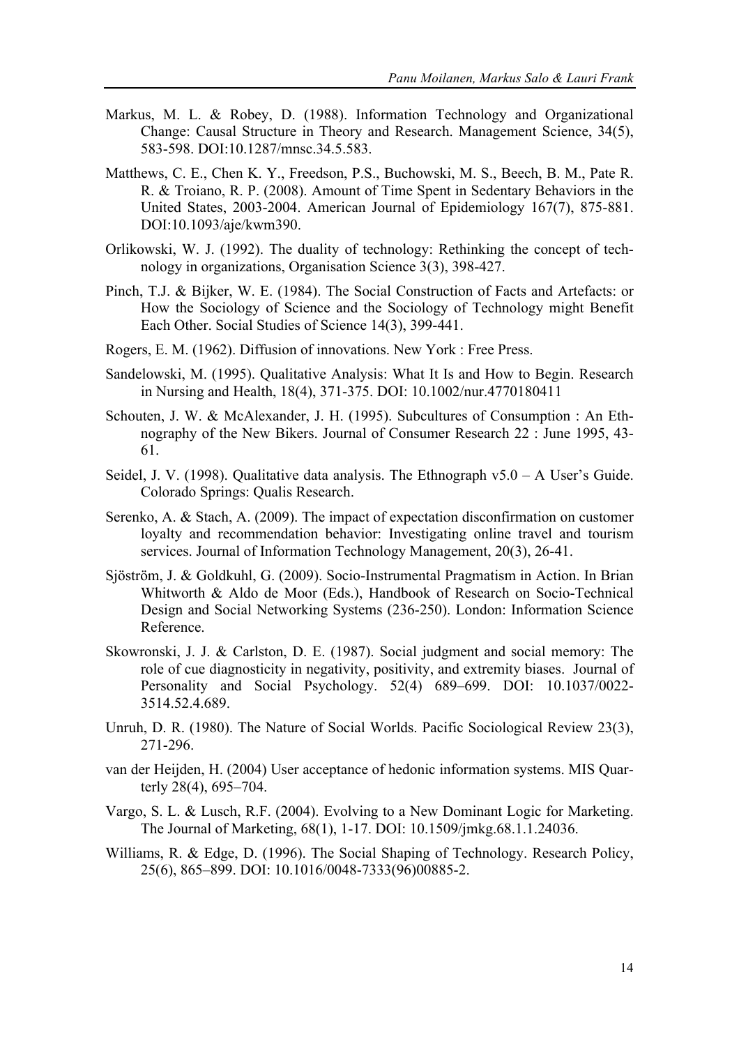Markus, M. L. & Robey, D. (1988). Information Technology and Organizational Change: Causal Structure in Theory and Research. Management Science, 34(5), 583-598. DOI:10.1287/mnsc.34.5.583.

Matthews, C. E., Chen K. Y., Freedson, P.S., Buchowski, M. S., Beech, B. M., Pate R. R. & Troiano, R. P. (2008). Amount of Time Spent in Sedentary Behaviors in the United States, 2003-2004. American Journal of Epidemiology 167(7), 875-881. DOI:10.1093/aje/kwm390.

Orlikowski, W. J. (1992). The duality of technology: Rethinking the concept of technology in organizations, Organisation Science 3(3), 398-427.

Pinch, T.J. & Bijker, W. E. (1984). The Social Construction of Facts and Artefacts: or How the Sociology of Science and the Sociology of Technology might Benefit Each Other. Social Studies of Science 14(3), 399-441.

Rogers, E. M. (1962). Diffusion of innovations. New York : Free Press.

Sandelowski, M. (1995). Qualitative Analysis: What It Is and How to Begin. Research in Nursing and Health, 18(4), 371-375. DOI: 10.1002/nur.4770180411

Schouten, J. W. & McAlexander, J. H. (1995). Subcultures of Consumption : An Ethnography of the New Bikers. Journal of Consumer Research 22 : June 1995, 43-61.

Seidel, J. V. (1998). Qualitative data analysis. The Ethnograph v5.0 – A User's Guide. Colorado Springs: Qualis Research.

Serenko, A. & Stach, A. (2009). The impact of expectation disconfirmation on customer loyalty and recommendation behavior: Investigating online travel and tourism services. Journal of Information Technology Management, 20(3), 26-41.

Sjöström, J. & Goldkuhl, G. (2009). Socio-Instrumental Pragmatism in Action. In Brian Whitworth & Aldo de Moor (Eds.), Handbook of Research on Socio-Technical Design and Social Networking Systems (236-250). London: Information Science Reference.

Skowronski, J. J. & Carlston, D. E. (1987). Social judgment and social memory: The role of cue diagnosticity in negativity, positivity, and extremity biases. Journal of Personality and Social Psychology. 52(4) 689–699. DOI: 10.1037/0022-3514.52.4.689.

Unruh, D. R. (1980). The Nature of Social Worlds. Pacific Sociological Review 23(3), 271-296.

van der Heijden, H. (2004) User acceptance of hedonic information systems. MIS Quarterly 28(4), 695–704.

Vargo, S. L. & Lusch, R.F. (2004). Evolving to a New Dominant Logic for Marketing. The Journal of Marketing, 68(1), 1-17. DOI: 10.1509/jmkg.68.1.1.24036.

Williams, R. & Edge, D. (1996). The Social Shaping of Technology. Research Policy, 25(6), 865–899. DOI: 10.1016/0048-7333(96)00885-2.